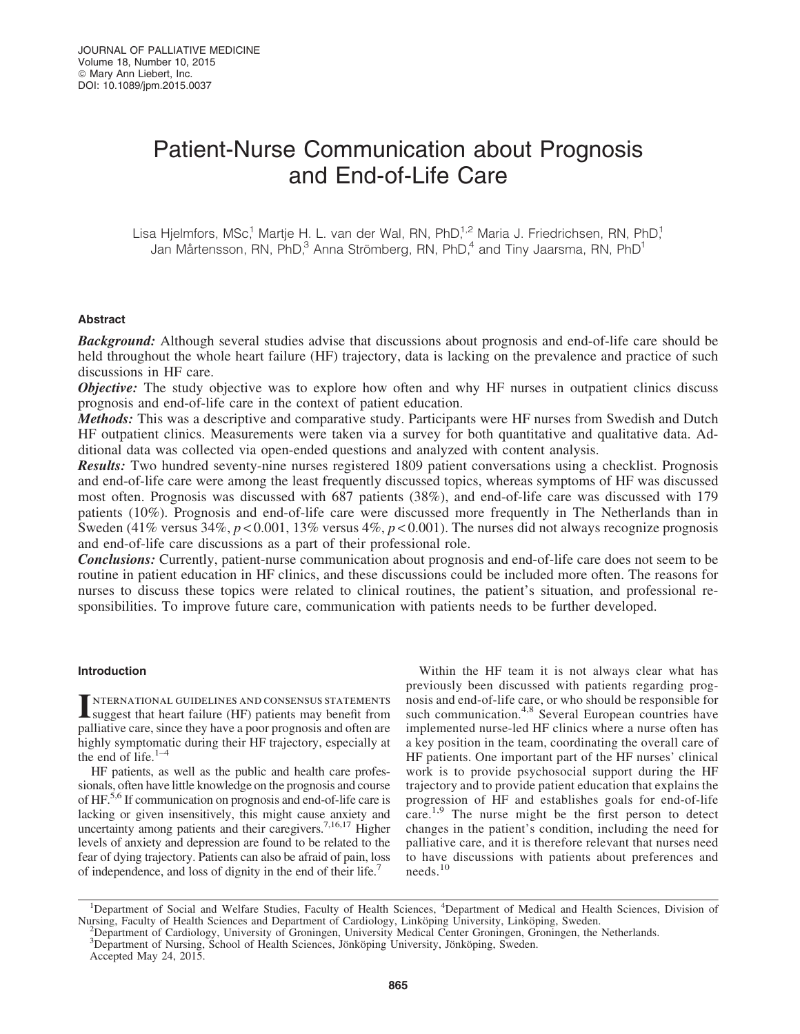# Patient-Nurse Communication about Prognosis and End-of-Life Care

Lisa Hjelmfors, MSc,[1] Martje H. L. van der Wal, RN, PhD,[1,2] Maria J. Friedrichsen, RN, PhD,[1] Jan Mårtensson, RN, PhD,[3] Anna Strömberg, RN, PhD,[4] and Tiny Jaarsma, RN, PhD[1]

## Abstract

***Background:*** Although several studies advise that discussions about prognosis and end-of-life care should be held throughout the whole heart failure (HF) trajectory, data is lacking on the prevalence and practice of such discussions in HF care.

***Objective:*** The study objective was to explore how often and why HF nurses in outpatient clinics discuss prognosis and end-of-life care in the context of patient education.

***Methods:*** This was a descriptive and comparative study. Participants were HF nurses from Swedish and Dutch HF outpatient clinics. Measurements were taken via a survey for both quantitative and qualitative data. Additional data was collected via open-ended questions and analyzed with content analysis.

***Results:*** Two hundred seventy-nine nurses registered 1809 patient conversations using a checklist. Prognosis and end-of-life care were among the least frequently discussed topics, whereas symptoms of HF was discussed most often. Prognosis was discussed with 687 patients (38%), and end-of-life care was discussed with 179 patients (10%). Prognosis and end-of-life care were discussed more frequently in The Netherlands than in Sweden (41% versus 34%, $p < 0.001$, 13% versus 4%, $p < 0.001$). The nurses did not always recognize prognosis and end-of-life care discussions as a part of their professional role.

***Conclusions:*** Currently, patient-nurse communication about prognosis and end-of-life care does not seem to be routine in patient education in HF clinics, and these discussions could be included more often. The reasons for nurses to discuss these topics were related to clinical routines, the patient's situation, and professional responsibilities. To improve future care, communication with patients needs to be further developed.

## Introduction

International guidelines and consensus statements suggest that heart failure (HF) patients may benefit from palliative care, since they have a poor prognosis and often are highly symptomatic during their HF trajectory, especially at the end of life.[1–4]

HF patients, as well as the public and health care professionals, often have little knowledge on the prognosis and course of HF.[5,6] If communication on prognosis and end-of-life care is lacking or given insensitively, this might cause anxiety and uncertainty among patients and their caregivers.[7,16,17] Higher levels of anxiety and depression are found to be related to the fear of dying trajectory. Patients can also be afraid of pain, loss of independence, and loss of dignity in the end of their life.[7]

Within the HF team it is not always clear what has previously been discussed with patients regarding prognosis and end-of-life care, or who should be responsible for such communication.[4,8] Several European countries have implemented nurse-led HF clinics where a nurse often has a key position in the team, coordinating the overall care of HF patients. One important part of the HF nurses' clinical work is to provide psychosocial support during the HF trajectory and to provide patient education that explains the progression of HF and establishes goals for end-of-life care.[1,9] The nurse might be the first person to detect changes in the patient's condition, including the need for palliative care, and it is therefore relevant that nurses need to have discussions with patients about preferences and needs.[10]

---

[1]Department of Social and Welfare Studies, Faculty of Health Sciences, [4]Department of Medical and Health Sciences, Division of Nursing, Faculty of Health Sciences and Department of Cardiology, Linköping University, Linköping, Sweden.

[2]Department of Cardiology, University of Groningen, University Medical Center Groningen, Groningen, the Netherlands.

[3]Department of Nursing, School of Health Sciences, Jönköping University, Jönköping, Sweden.

Accepted May 24, 2015.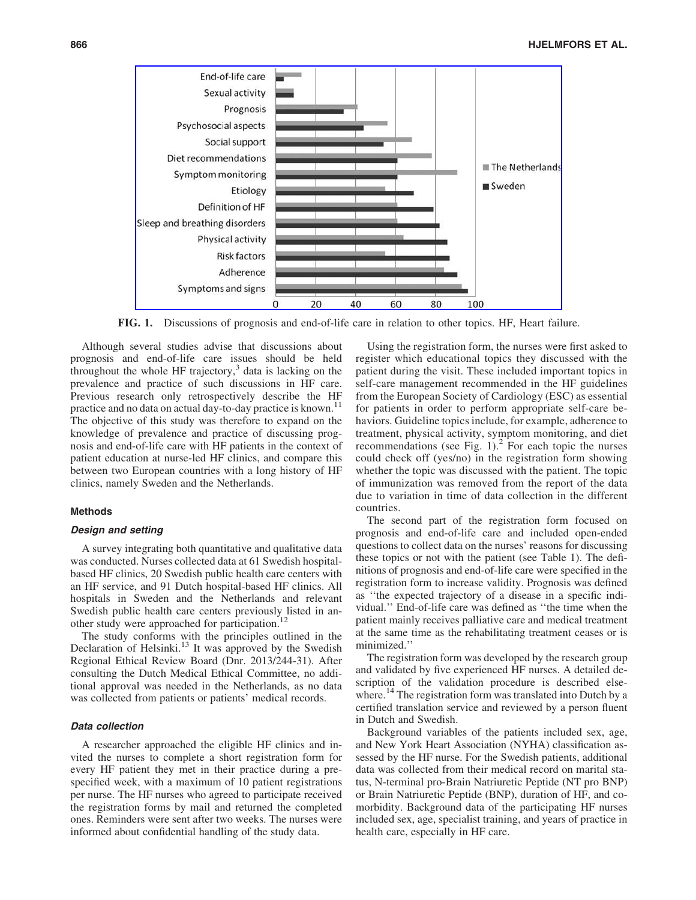FIG. 1. Discussions of prognosis and end-of-life care in relation to other topics. HF, Heart failure.

Although several studies advise that discussions about prognosis and end-of-life care issues should be held throughout the whole HF trajectory,[3] data is lacking on the prevalence and practice of such discussions in HF care. Previous research only retrospectively describe the HF practice and no data on actual day-to-day practice is known.[11] The objective of this study was therefore to expand on the knowledge of prevalence and practice of discussing prognosis and end-of-life care with HF patients in the context of patient education at nurse-led HF clinics, and compare this between two European countries with a long history of HF clinics, namely Sweden and the Netherlands.

## Methods

### *Design and setting*

A survey integrating both quantitative and qualitative data was conducted. Nurses collected data at 61 Swedish hospital-based HF clinics, 20 Swedish public health care centers with an HF service, and 91 Dutch hospital-based HF clinics. All hospitals in Sweden and the Netherlands and relevant Swedish public health care centers previously listed in another study were approached for participation.[12]

The study conforms with the principles outlined in the Declaration of Helsinki.[13] It was approved by the Swedish Regional Ethical Review Board (Dnr. 2013/244-31). After consulting the Dutch Medical Ethical Committee, no additional approval was needed in the Netherlands, as no data was collected from patients or patients' medical records.

### *Data collection*

A researcher approached the eligible HF clinics and invited the nurses to complete a short registration form for every HF patient they met in their practice during a prespecified week, with a maximum of 10 patient registrations per nurse. The HF nurses who agreed to participate received the registration forms by mail and returned the completed ones. Reminders were sent after two weeks. The nurses were informed about confidential handling of the study data.

Using the registration form, the nurses were first asked to register which educational topics they discussed with the patient during the visit. These included important topics in self-care management recommended in the HF guidelines from the European Society of Cardiology (ESC) as essential for patients in order to perform appropriate self-care behaviors. Guideline topics include, for example, adherence to treatment, physical activity, symptom monitoring, and diet recommendations (see Fig. 1).[2] For each topic the nurses could check off (yes/no) in the registration form showing whether the topic was discussed with the patient. The topic of immunization was removed from the report of the data due to variation in time of data collection in the different countries.

The second part of the registration form focused on prognosis and end-of-life care and included open-ended questions to collect data on the nurses' reasons for discussing these topics or not with the patient (see Table 1). The definitions of prognosis and end-of-life care were specified in the registration form to increase validity. Prognosis was defined as ''the expected trajectory of a disease in a specific individual.'' End-of-life care was defined as ''the time when the patient mainly receives palliative care and medical treatment at the same time as the rehabilitating treatment ceases or is minimized.''

The registration form was developed by the research group and validated by five experienced HF nurses. A detailed description of the validation procedure is described elsewhere.[14] The registration form was translated into Dutch by a certified translation service and reviewed by a person fluent in Dutch and Swedish.

Background variables of the patients included sex, age, and New York Heart Association (NYHA) classification assessed by the HF nurse. For the Swedish patients, additional data was collected from their medical record on marital status, N-terminal pro-Brain Natriuretic Peptide (NT pro BNP) or Brain Natriuretic Peptide (BNP), duration of HF, and comorbidity. Background data of the participating HF nurses included sex, age, specialist training, and years of practice in health care, especially in HF care.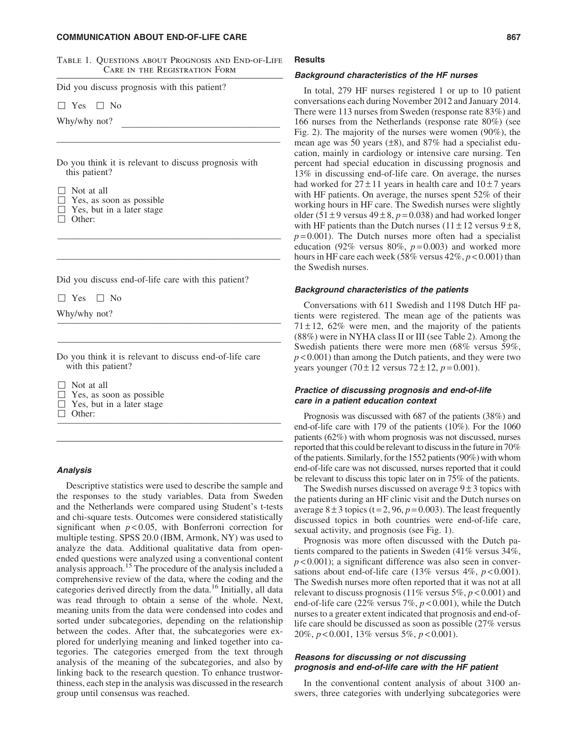Table 1. Questions about Prognosis and End-of-Life Care in the Registration Form

Did you discuss prognosis with this patient?

☐ Yes ☐ No

Why/why not? ______________________________

Do you think it is relevant to discuss prognosis with this patient?

☐ Not at all
☐ Yes, as soon as possible
☐ Yes, but in a later stage
☐ Other:

Did you discuss end-of-life care with this patient?

☐ Yes ☐ No

Why/why not? ______________________________

Do you think it is relevant to discuss end-of-life care with this patient?

☐ Not at all
☐ Yes, as soon as possible
☐ Yes, but in a later stage
☐ Other:

### *Analysis*

Descriptive statistics were used to describe the sample and the responses to the study variables. Data from Sweden and the Netherlands were compared using Student's t-tests and chi-square tests. Outcomes were considered statistically significant when $p < 0.05$, with Bonferroni correction for multiple testing. SPSS 20.0 (IBM, Armonk, NY) was used to analyze the data. Additional qualitative data from open-ended questions were analyzed using a conventional content analysis approach.[15] The procedure of the analysis included a comprehensive review of the data, where the coding and the categories derived directly from the data.[16] Initially, all data was read through to obtain a sense of the whole. Next, meaning units from the data were condensed into codes and sorted under subcategories, depending on the relationship between the codes. After that, the subcategories were explored for underlying meaning and linked together into categories. The categories emerged from the text through analysis of the meaning of the subcategories, and also by linking back to the research question. To enhance trustworthiness, each step in the analysis was discussed in the research group until consensus was reached.

## Results

### *Background characteristics of the HF nurses*

In total, 279 HF nurses registered 1 or up to 10 patient conversations each during November 2012 and January 2014. There were 113 nurses from Sweden (response rate 83%) and 166 nurses from the Netherlands (response rate 80%) (see Fig. 2). The majority of the nurses were women (90%), the mean age was 50 years (±8), and 87% had a specialist education, mainly in cardiology or intensive care nursing. Ten percent had special education in discussing prognosis and 13% in discussing end-of-life care. On average, the nurses had worked for 27 ± 11 years in health care and 10 ± 7 years with HF patients. On average, the nurses spent 52% of their working hours in HF care. The Swedish nurses were slightly older (51 ± 9 versus 49 ± 8, $p = 0.038$) and had worked longer with HF patients than the Dutch nurses (11 ± 12 versus 9 ± 8, $p = 0.001$). The Dutch nurses more often had a specialist education (92% versus 80%, $p = 0.003$) and worked more hours in HF care each week (58% versus 42%, $p < 0.001$) than the Swedish nurses.

### *Background characteristics of the patients*

Conversations with 611 Swedish and 1198 Dutch HF patients were registered. The mean age of the patients was 71 ± 12, 62% were men, and the majority of the patients (88%) were in NYHA class II or III (see Table 2). Among the Swedish patients there were more men (68% versus 59%, $p < 0.001$) than among the Dutch patients, and they were two years younger (70 ± 12 versus 72 ± 12, $p = 0.001$).

### *Practice of discussing prognosis and end-of-life care in a patient education context*

Prognosis was discussed with 687 of the patients (38%) and end-of-life care with 179 of the patients (10%). For the 1060 patients (62%) with whom prognosis was not discussed, nurses reported that this could be relevant to discuss in the future in 70% of the patients. Similarly, for the 1552 patients (90%) with whom end-of-life care was not discussed, nurses reported that it could be relevant to discuss this topic later on in 75% of the patients.

The Swedish nurses discussed on average 9 ± 3 topics with the patients during an HF clinic visit and the Dutch nurses on average 8 ± 3 topics ($t = 2, 96$, $p = 0.003$). The least frequently discussed topics in both countries were end-of-life care, sexual activity, and prognosis (see Fig. 1).

Prognosis was more often discussed with the Dutch patients compared to the patients in Sweden (41% versus 34%, $p < 0.001$); a significant difference was also seen in conversations about end-of-life care (13% versus 4%, $p < 0.001$). The Swedish nurses more often reported that it was not at all relevant to discuss prognosis (11% versus 5%, $p < 0.001$) and end-of-life care (22% versus 7%, $p < 0.001$), while the Dutch nurses to a greater extent indicated that prognosis and end-of-life care should be discussed as soon as possible (27% versus 20%, $p < 0.001$, 13% versus 5%, $p < 0.001$).

### *Reasons for discussing or not discussing prognosis and end-of-life care with the HF patient*

In the conventional content analysis of about 3100 answers, three categories with underlying subcategories were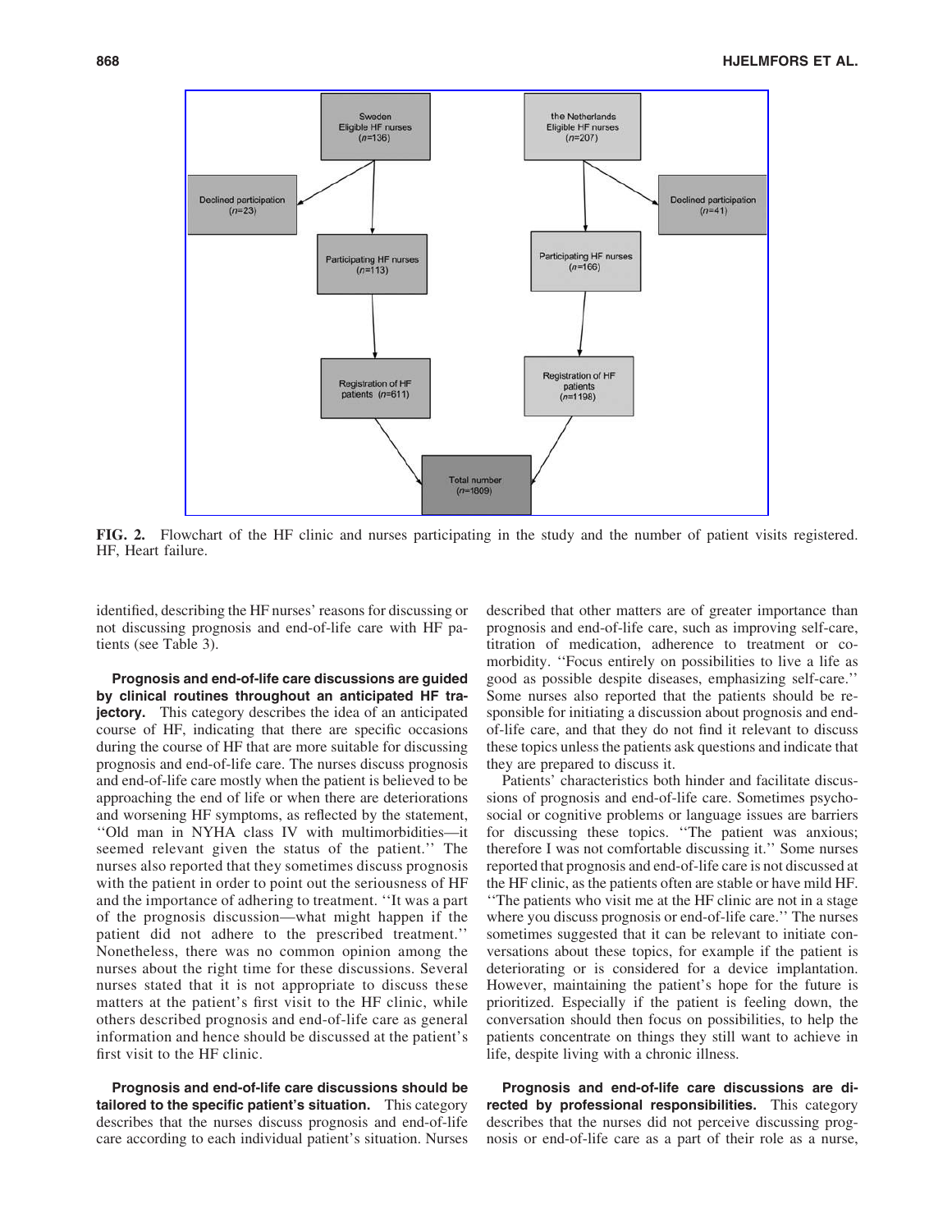Sweden Eligible HF nurses (n=136)

Declined participation (n=23)

Participating HF nurses (n=113)

Registration of HF patients (n=611)

the Netherlands Eligible HF nurses (n=207)

Declined participation (n=41)

Participating HF nurses (n=166)

Registration of HF patients (n=1198)

Total number (n=1809)

**FIG. 2.** Flowchart of the HF clinic and nurses participating in the study and the number of patient visits registered. HF, Heart failure.

identified, describing the HF nurses' reasons for discussing or not discussing prognosis and end-of-life care with HF patients (see Table 3).

**Prognosis and end-of-life care discussions are guided by clinical routines throughout an anticipated HF trajectory.** This category describes the idea of an anticipated course of HF, indicating that there are specific occasions during the course of HF that are more suitable for discussing prognosis and end-of-life care. The nurses discuss prognosis and end-of-life care mostly when the patient is believed to be approaching the end of life or when there are deteriorations and worsening HF symptoms, as reflected by the statement, ''Old man in NYHA class IV with multimorbidities—it seemed relevant given the status of the patient.'' The nurses also reported that they sometimes discuss prognosis with the patient in order to point out the seriousness of HF and the importance of adhering to treatment. ''It was a part of the prognosis discussion—what might happen if the patient did not adhere to the prescribed treatment.'' Nonetheless, there was no common opinion among the nurses about the right time for these discussions. Several nurses stated that it is not appropriate to discuss these matters at the patient's first visit to the HF clinic, while others described prognosis and end-of-life care as general information and hence should be discussed at the patient's first visit to the HF clinic.

**Prognosis and end-of-life care discussions should be tailored to the specific patient's situation.** This category describes that the nurses discuss prognosis and end-of-life care according to each individual patient's situation. Nurses described that other matters are of greater importance than prognosis and end-of-life care, such as improving self-care, titration of medication, adherence to treatment or comorbidity. ''Focus entirely on possibilities to live a life as good as possible despite diseases, emphasizing self-care.'' Some nurses also reported that the patients should be responsible for initiating a discussion about prognosis and end-of-life care, and that they do not find it relevant to discuss these topics unless the patients ask questions and indicate that they are prepared to discuss it.

Patients' characteristics both hinder and facilitate discussions of prognosis and end-of-life care. Sometimes psychosocial or cognitive problems or language issues are barriers for discussing these topics. ''The patient was anxious; therefore I was not comfortable discussing it.'' Some nurses reported that prognosis and end-of-life care is not discussed at the HF clinic, as the patients often are stable or have mild HF. ''The patients who visit me at the HF clinic are not in a stage where you discuss prognosis or end-of-life care.'' The nurses sometimes suggested that it can be relevant to initiate conversations about these topics, for example if the patient is deteriorating or is considered for a device implantation. However, maintaining the patient's hope for the future is prioritized. Especially if the patient is feeling down, the conversation should then focus on possibilities, to help the patients concentrate on things they still want to achieve in life, despite living with a chronic illness.

**Prognosis and end-of-life care discussions are directed by professional responsibilities.** This category describes that the nurses did not perceive discussing prognosis or end-of-life care as a part of their role as a nurse,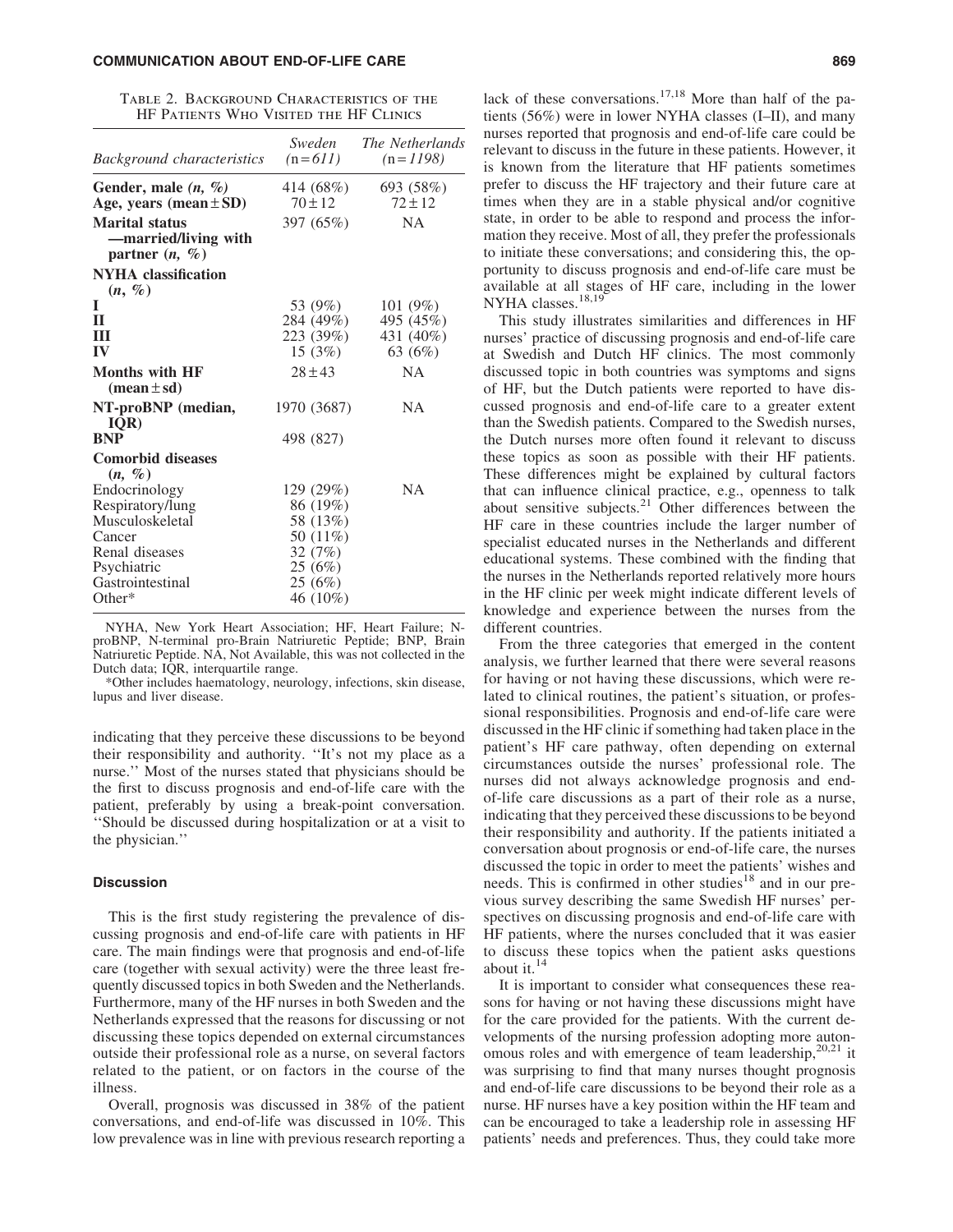Table 2. Background Characteristics of the HF Patients Who Visited the HF Clinics

| Background characteristics | Sweden (n=611) | The Netherlands (n=1198) |
|---|---|---|
| **Gender, male (n, %)** | 414 (68%) | 693 (58%) |
| **Age, years (mean ± SD)** | 70 ± 12 | 72 ± 12 |
| **Marital status —married/living with partner (n, %)** | 397 (65%) | NA |
| **NYHA classification (n, %)** | | |
| I | 53 (9%) | 101 (9%) |
| II | 284 (49%) | 495 (45%) |
| III | 223 (39%) | 431 (40%) |
| IV | 15 (3%) | 63 (6%) |
| **Months with HF (mean ± sd)** | 28 ± 43 | NA |
| **NT-proBNP (median, IQR)** | 1970 (3687) | NA |
| **BNP** | 498 (827) | |
| **Comorbid diseases (n, %)** | | |
| Endocrinology | 129 (29%) | NA |
| Respiratory/lung | 86 (19%) | |
| Musculoskeletal | 58 (13%) | |
| Cancer | 50 (11%) | |
| Renal diseases | 32 (7%) | |
| Psychiatric | 25 (6%) | |
| Gastrointestinal | 25 (6%) | |
| Other* | 46 (10%) | |

NYHA, New York Heart Association; HF, Heart Failure; N-proBNP, N-terminal pro-Brain Natriuretic Peptide; BNP, Brain Natriuretic Peptide. NA, Not Available, this was not collected in the Dutch data; IQR, interquartile range.

*Other includes haematology, neurology, infections, skin disease, lupus and liver disease.

indicating that they perceive these discussions to be beyond their responsibility and authority. ''It's not my place as a nurse.'' Most of the nurses stated that physicians should be the first to discuss prognosis and end-of-life care with the patient, preferably by using a break-point conversation. ''Should be discussed during hospitalization or at a visit to the physician.''

### Discussion

This is the first study registering the prevalence of discussing prognosis and end-of-life care with patients in HF care. The main findings were that prognosis and end-of-life care (together with sexual activity) were the three least frequently discussed topics in both Sweden and the Netherlands. Furthermore, many of the HF nurses in both Sweden and the Netherlands expressed that the reasons for discussing or not discussing these topics depended on external circumstances outside their professional role as a nurse, on several factors related to the patient, or on factors in the course of the illness.

Overall, prognosis was discussed in 38% of the patient conversations, and end-of-life was discussed in 10%. This low prevalence was in line with previous research reporting a lack of these conversations.[17,18] More than half of the patients (56%) were in lower NYHA classes (I–II), and many nurses reported that prognosis and end-of-life care could be relevant to discuss in the future in these patients. However, it is known from the literature that HF patients sometimes prefer to discuss the HF trajectory and their future care at times when they are in a stable physical and/or cognitive state, in order to be able to respond and process the information they receive. Most of all, they prefer the professionals to initiate these conversations; and considering this, the opportunity to discuss prognosis and end-of-life care must be available at all stages of HF care, including in the lower NYHA classes.[18,19]

This study illustrates similarities and differences in HF nurses' practice of discussing prognosis and end-of-life care at Swedish and Dutch HF clinics. The most commonly discussed topic in both countries was symptoms and signs of HF, but the Dutch patients were reported to have discussed prognosis and end-of-life care to a greater extent than the Swedish patients. Compared to the Swedish nurses, the Dutch nurses more often found it relevant to discuss these topics as soon as possible with their HF patients. These differences might be explained by cultural factors that can influence clinical practice, e.g., openness to talk about sensitive subjects.[21] Other differences between the HF care in these countries include the larger number of specialist educated nurses in the Netherlands and different educational systems. These combined with the finding that the nurses in the Netherlands reported relatively more hours in the HF clinic per week might indicate different levels of knowledge and experience between the nurses from the different countries.

From the three categories that emerged in the content analysis, we further learned that there were several reasons for having or not having these discussions, which were related to clinical routines, the patient's situation, or professional responsibilities. Prognosis and end-of-life care were discussed in the HF clinic if something had taken place in the patient's HF care pathway, often depending on external circumstances outside the nurses' professional role. The nurses did not always acknowledge prognosis and end-of-life care discussions as a part of their role as a nurse, indicating that they perceived these discussions to be beyond their responsibility and authority. If the patients initiated a conversation about prognosis or end-of-life care, the nurses discussed the topic in order to meet the patients' wishes and needs. This is confirmed in other studies[18] and in our previous survey describing the same Swedish HF nurses' perspectives on discussing prognosis and end-of-life care with HF patients, where the nurses concluded that it was easier to discuss these topics when the patient asks questions about it.[14]

It is important to consider what consequences these reasons for having or not having these discussions might have for the care provided for the patients. With the current developments of the nursing profession adopting more autonomous roles and with emergence of team leadership,[20,21] it was surprising to find that many nurses thought prognosis and end-of-life care discussions to be beyond their role as a nurse. HF nurses have a key position within the HF team and can be encouraged to take a leadership role in assessing HF patients' needs and preferences. Thus, they could take more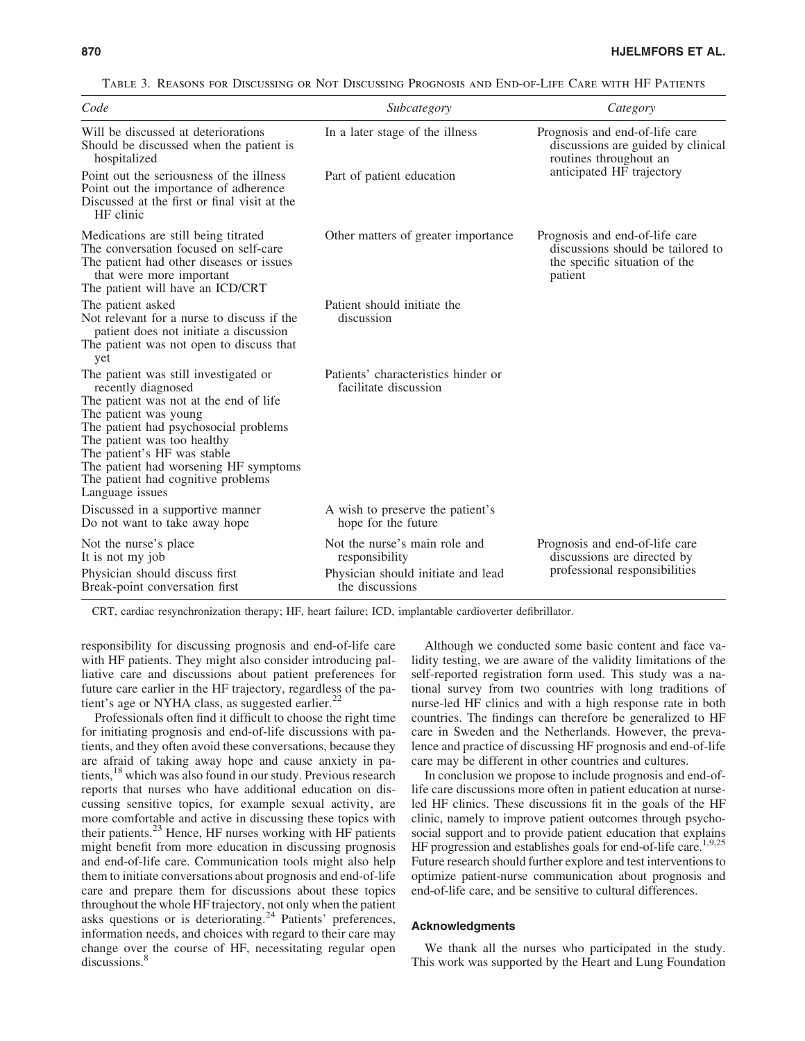Table 3. Reasons for Discussing or Not Discussing Prognosis and End-of-Life Care with HF Patients

| Code | Subcategory | Category |
|---|---|---|
| Will be discussed at deteriorations<br>Should be discussed when the patient is hospitalized | In a later stage of the illness | Prognosis and end-of-life care discussions are guided by clinical routines throughout an anticipated HF trajectory |
| Point out the seriousness of the illness<br>Point out the importance of adherence<br>Discussed at the first or final visit at the HF clinic | Part of patient education | |
| Medications are still being titrated<br>The conversation focused on self-care<br>The patient had other diseases or issues that were more important<br>The patient will have an ICD/CRT | Other matters of greater importance | Prognosis and end-of-life care discussions should be tailored to the specific situation of the patient |
| The patient asked<br>Not relevant for a nurse to discuss if the patient does not initiate a discussion<br>The patient was not open to discuss that yet | Patient should initiate the discussion | |
| The patient was still investigated or recently diagnosed<br>The patient was not at the end of life<br>The patient was young<br>The patient had psychosocial problems<br>The patient was too healthy<br>The patient's HF was stable<br>The patient had worsening HF symptoms<br>The patient had cognitive problems<br>Language issues | Patients' characteristics hinder or facilitate discussion | |
| Discussed in a supportive manner<br>Do not want to take away hope | A wish to preserve the patient's hope for the future | |
| Not the nurse's place<br>It is not my job | Not the nurse's main role and responsibility | Prognosis and end-of-life care discussions are directed by professional responsibilities |
| Physician should discuss first<br>Break-point conversation first | Physician should initiate and lead the discussions | |

CRT, cardiac resynchronization therapy; HF, heart failure; ICD, implantable cardioverter defibrillator.

responsibility for discussing prognosis and end-of-life care with HF patients. They might also consider introducing palliative care and discussions about patient preferences for future care earlier in the HF trajectory, regardless of the patient's age or NYHA class, as suggested earlier.[22]

Professionals often find it difficult to choose the right time for initiating prognosis and end-of-life discussions with patients, and they often avoid these conversations, because they are afraid of taking away hope and cause anxiety in patients,[18] which was also found in our study. Previous research reports that nurses who have additional education on discussing sensitive topics, for example sexual activity, are more comfortable and active in discussing these topics with their patients.[23] Hence, HF nurses working with HF patients might benefit from more education in discussing prognosis and end-of-life care. Communication tools might also help them to initiate conversations about prognosis and end-of-life care and prepare them for discussions about these topics throughout the whole HF trajectory, not only when the patient asks questions or is deteriorating.[24] Patients' preferences, information needs, and choices with regard to their care may change over the course of HF, necessitating regular open discussions.[8]

Although we conducted some basic content and face validity testing, we are aware of the validity limitations of the self-reported registration form used. This study was a national survey from two countries with long traditions of nurse-led HF clinics and with a high response rate in both countries. The findings can therefore be generalized to HF care in Sweden and the Netherlands. However, the prevalence and practice of discussing HF prognosis and end-of-life care may be different in other countries and cultures.

In conclusion we propose to include prognosis and end-of-life care discussions more often in patient education at nurse-led HF clinics. These discussions fit in the goals of the HF clinic, namely to improve patient outcomes through psychosocial support and to provide patient education that explains HF progression and establishes goals for end-of-life care.[1,9,25] Future research should further explore and test interventions to optimize patient-nurse communication about prognosis and end-of-life care, and be sensitive to cultural differences.

### Acknowledgments

We thank all the nurses who participated in the study. This work was supported by the Heart and Lung Foundation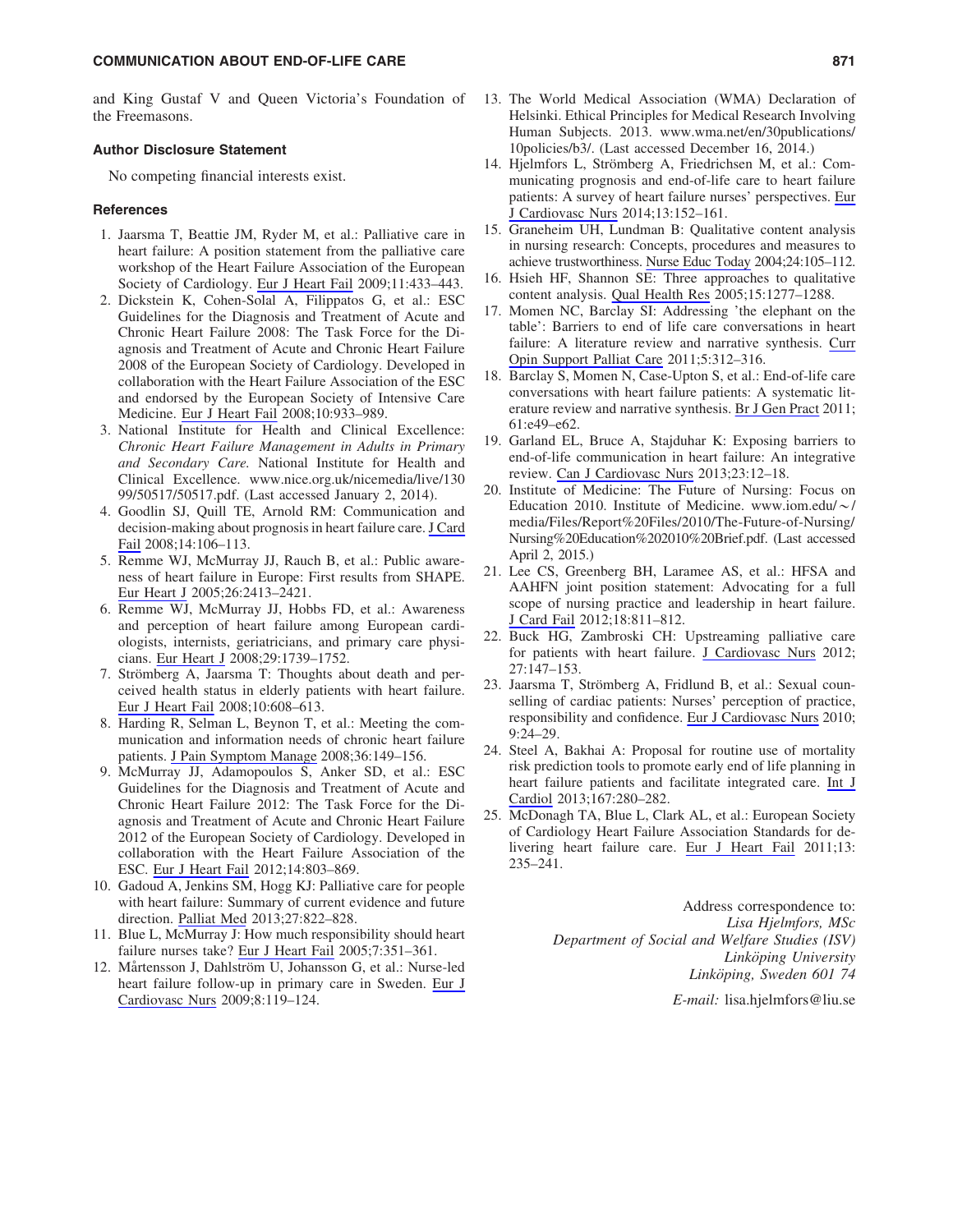and King Gustaf V and Queen Victoria's Foundation of the Freemasons.

### Author Disclosure Statement

No competing financial interests exist.

### References

1. Jaarsma T, Beattie JM, Ryder M, et al.: Palliative care in heart failure: A position statement from the palliative care workshop of the Heart Failure Association of the European Society of Cardiology. Eur J Heart Fail 2009;11:433–443.
2. Dickstein K, Cohen-Solal A, Filippatos G, et al.: ESC Guidelines for the Diagnosis and Treatment of Acute and Chronic Heart Failure 2008: The Task Force for the Diagnosis and Treatment of Acute and Chronic Heart Failure 2008 of the European Society of Cardiology. Developed in collaboration with the Heart Failure Association of the ESC and endorsed by the European Society of Intensive Care Medicine. Eur J Heart Fail 2008;10:933–989.
3. National Institute for Health and Clinical Excellence: *Chronic Heart Failure Management in Adults in Primary and Secondary Care.* National Institute for Health and Clinical Excellence. www.nice.org.uk/nicemedia/live/13099/50517/50517.pdf. (Last accessed January 2, 2014).
4. Goodlin SJ, Quill TE, Arnold RM: Communication and decision-making about prognosis in heart failure care. J Card Fail 2008;14:106–113.
5. Remme WJ, McMurray JJ, Rauch B, et al.: Public awareness of heart failure in Europe: First results from SHAPE. Eur Heart J 2005;26:2413–2421.
6. Remme WJ, McMurray JJ, Hobbs FD, et al.: Awareness and perception of heart failure among European cardiologists, internists, geriatricians, and primary care physicians. Eur Heart J 2008;29:1739–1752.
7. Strömberg A, Jaarsma T: Thoughts about death and perceived health status in elderly patients with heart failure. Eur J Heart Fail 2008;10:608–613.
8. Harding R, Selman L, Beynon T, et al.: Meeting the communication and information needs of chronic heart failure patients. J Pain Symptom Manage 2008;36:149–156.
9. McMurray JJ, Adamopoulos S, Anker SD, et al.: ESC Guidelines for the Diagnosis and Treatment of Acute and Chronic Heart Failure 2012: The Task Force for the Diagnosis and Treatment of Acute and Chronic Heart Failure 2012 of the European Society of Cardiology. Developed in collaboration with the Heart Failure Association of the ESC. Eur J Heart Fail 2012;14:803–869.
10. Gadoud A, Jenkins SM, Hogg KJ: Palliative care for people with heart failure: Summary of current evidence and future direction. Palliat Med 2013;27:822–828.
11. Blue L, McMurray J: How much responsibility should heart failure nurses take? Eur J Heart Fail 2005;7:351–361.
12. Mårtensson J, Dahlström U, Johansson G, et al.: Nurse-led heart failure follow-up in primary care in Sweden. Eur J Cardiovasc Nurs 2009;8:119–124.
13. The World Medical Association (WMA) Declaration of Helsinki. Ethical Principles for Medical Research Involving Human Subjects. 2013. www.wma.net/en/30publications/10policies/b3/. (Last accessed December 16, 2014.)
14. Hjelmfors L, Strömberg A, Friedrichsen M, et al.: Communicating prognosis and end-of-life care to heart failure patients: A survey of heart failure nurses' perspectives. Eur J Cardiovasc Nurs 2014;13:152–161.
15. Graneheim UH, Lundman B: Qualitative content analysis in nursing research: Concepts, procedures and measures to achieve trustworthiness. Nurse Educ Today 2004;24:105–112.
16. Hsieh HF, Shannon SE: Three approaches to qualitative content analysis. Qual Health Res 2005;15:1277–1288.
17. Momen NC, Barclay SI: Addressing 'the elephant on the table': Barriers to end of life care conversations in heart failure: A literature review and narrative synthesis. Curr Opin Support Palliat Care 2011;5:312–316.
18. Barclay S, Momen N, Case-Upton S, et al.: End-of-life care conversations with heart failure patients: A systematic literature review and narrative synthesis. Br J Gen Pract 2011;61:e49–e62.
19. Garland EL, Bruce A, Stajduhar K: Exposing barriers to end-of-life communication in heart failure: An integrative review. Can J Cardiovasc Nurs 2013;23:12–18.
20. Institute of Medicine: The Future of Nursing: Focus on Education 2010. Institute of Medicine. www.iom.edu/~/media/Files/Report%20Files/2010/The-Future-of-Nursing/Nursing%20Education%202010%20Brief.pdf. (Last accessed April 2, 2015.)
21. Lee CS, Greenberg BH, Laramee AS, et al.: HFSA and AAHFN joint position statement: Advocating for a full scope of nursing practice and leadership in heart failure. J Card Fail 2012;18:811–812.
22. Buck HG, Zambroski CH: Upstreaming palliative care for patients with heart failure. J Cardiovasc Nurs 2012;27:147–153.
23. Jaarsma T, Strömberg A, Fridlund B, et al.: Sexual counselling of cardiac patients: Nurses' perception of practice, responsibility and confidence. Eur J Cardiovasc Nurs 2010;9:24–29.
24. Steel A, Bakhai A: Proposal for routine use of mortality risk prediction tools to promote early end of life planning in heart failure patients and facilitate integrated care. Int J Cardiol 2013;167:280–282.
25. McDonagh TA, Blue L, Clark AL, et al.: European Society of Cardiology Heart Failure Association Standards for delivering heart failure care. Eur J Heart Fail 2011;13:235–241.

Address correspondence to:
*Lisa Hjelmfors, MSc*
*Department of Social and Welfare Studies (ISV)*
*Linköping University*
*Linköping, Sweden 601 74*

*E-mail:* lisa.hjelmfors@liu.se